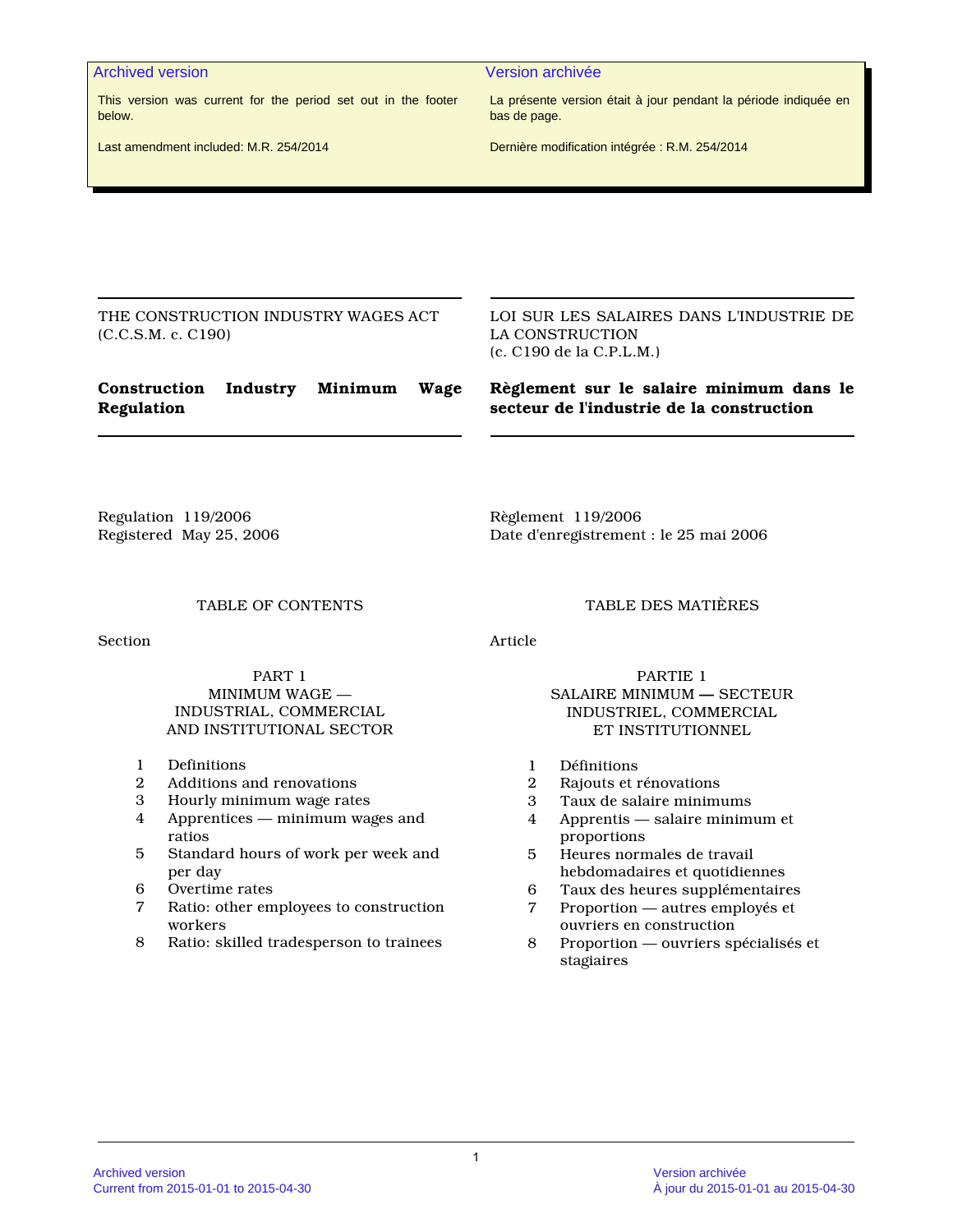**Archived version**

This version was current for the period set out in the footer below.

Last amendment included: M.R. 254/2014

**Version archivée**

La présente version était à jour pendant la période indiquée en bas de page.

Dernière modification intégrée : R.M. 254/2014

THE CONSTRUCTION INDUSTRY WAGES ACT
(C.C.S.M. c. C190)

# Construction Industry Minimum Wage Regulation

Regulation 119/2006
Registered May 25, 2006

## TABLE OF CONTENTS

Section

PART 1
MINIMUM WAGE —
INDUSTRIAL, COMMERCIAL
AND INSTITUTIONAL SECTOR

1 Definitions
2 Additions and renovations
3 Hourly minimum wage rates
4 Apprentices — minimum wages and ratios
5 Standard hours of work per week and per day
6 Overtime rates
7 Ratio: other employees to construction workers
8 Ratio: skilled tradesperson to trainees

LOI SUR LES SALAIRES DANS L'INDUSTRIE DE LA CONSTRUCTION
(c. C190 de la C.P.L.M.)

# Règlement sur le salaire minimum dans le secteur de l'industrie de la construction

Règlement 119/2006
Date d'enregistrement : le 25 mai 2006

## TABLE DES MATIÈRES

Article

PARTIE 1
SALAIRE MINIMUM — SECTEUR
INDUSTRIEL, COMMERCIAL
ET INSTITUTIONNEL

1 Définitions
2 Rajouts et rénovations
3 Taux de salaire minimums
4 Apprentis — salaire minimum et proportions
5 Heures normales de travail hebdomadaires et quotidiennes
6 Taux des heures supplémentaires
7 Proportion — autres employés et ouvriers en construction
8 Proportion — ouvriers spécialisés et stagiaires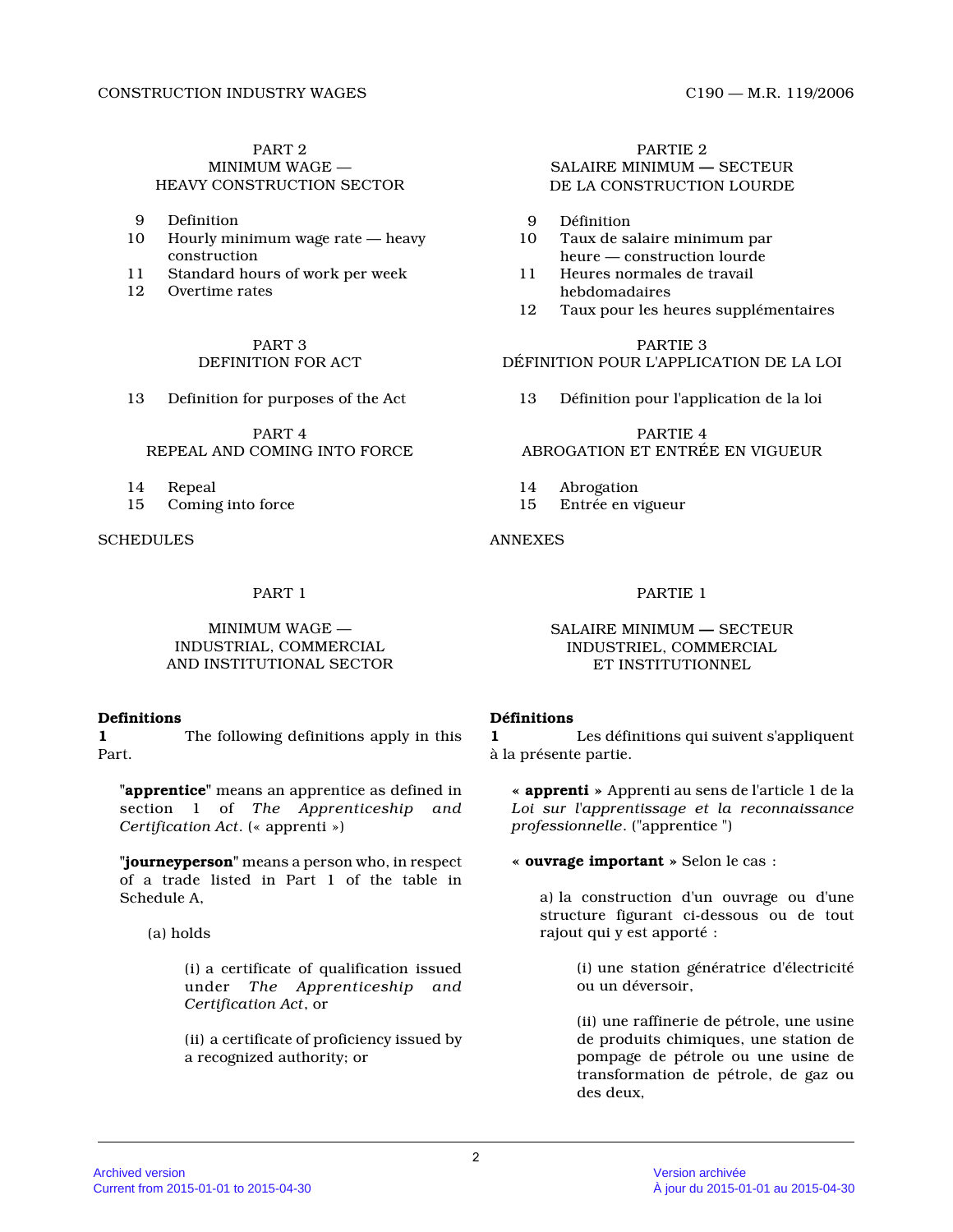PART 2
MINIMUM WAGE —
HEAVY CONSTRUCTION SECTOR

9 Definition
10 Hourly minimum wage rate — heavy construction
11 Standard hours of work per week
12 Overtime rates

PART 3
DEFINITION FOR ACT

13 Definition for purposes of the Act

PART 4
REPEAL AND COMING INTO FORCE

14 Repeal
15 Coming into force

SCHEDULES

PARTIE 2
SALAIRE MINIMUM — SECTEUR
DE LA CONSTRUCTION LOURDE

9 Définition
10 Taux de salaire minimum par heure — construction lourde
11 Heures normales de travail hebdomadaires
12 Taux pour les heures supplémentaires

PARTIE 3
DÉFINITION POUR L'APPLICATION DE LA LOI

13 Définition pour l'application de la loi

PARTIE 4
ABROGATION ET ENTRÉE EN VIGUEUR

14 Abrogation
15 Entrée en vigueur

ANNEXES

## PART 1

### MINIMUM WAGE — INDUSTRIAL, COMMERCIAL AND INSTITUTIONAL SECTOR

**Definitions**

**1** The following definitions apply in this Part.

"**apprentice**" means an apprentice as defined in section 1 of *The Apprenticeship and Certification Act*. (« apprenti »)

"**journeyperson**" means a person who, in respect of a trade listed in Part 1 of the table in Schedule A,

(a) holds

(i) a certificate of qualification issued under *The Apprenticeship and Certification Act*, or

(ii) a certificate of proficiency issued by a recognized authority; or

## PARTIE 1

### SALAIRE MINIMUM — SECTEUR INDUSTRIEL, COMMERCIAL ET INSTITUTIONNEL

**Définitions**

**1** Les définitions qui suivent s'appliquent à la présente partie.

« **apprenti** » Apprenti au sens de l'article 1 de la *Loi sur l'apprentissage et la reconnaissance professionnelle*. ("apprentice ")

« **ouvrage important** » Selon le cas :

a) la construction d'un ouvrage ou d'une structure figurant ci-dessous ou de tout rajout qui y est apporté :

(i) une station génératrice d'électricité ou un déversoir,

(ii) une raffinerie de pétrole, une usine de produits chimiques, une station de pompage de pétrole ou une usine de transformation de pétrole, de gaz ou des deux,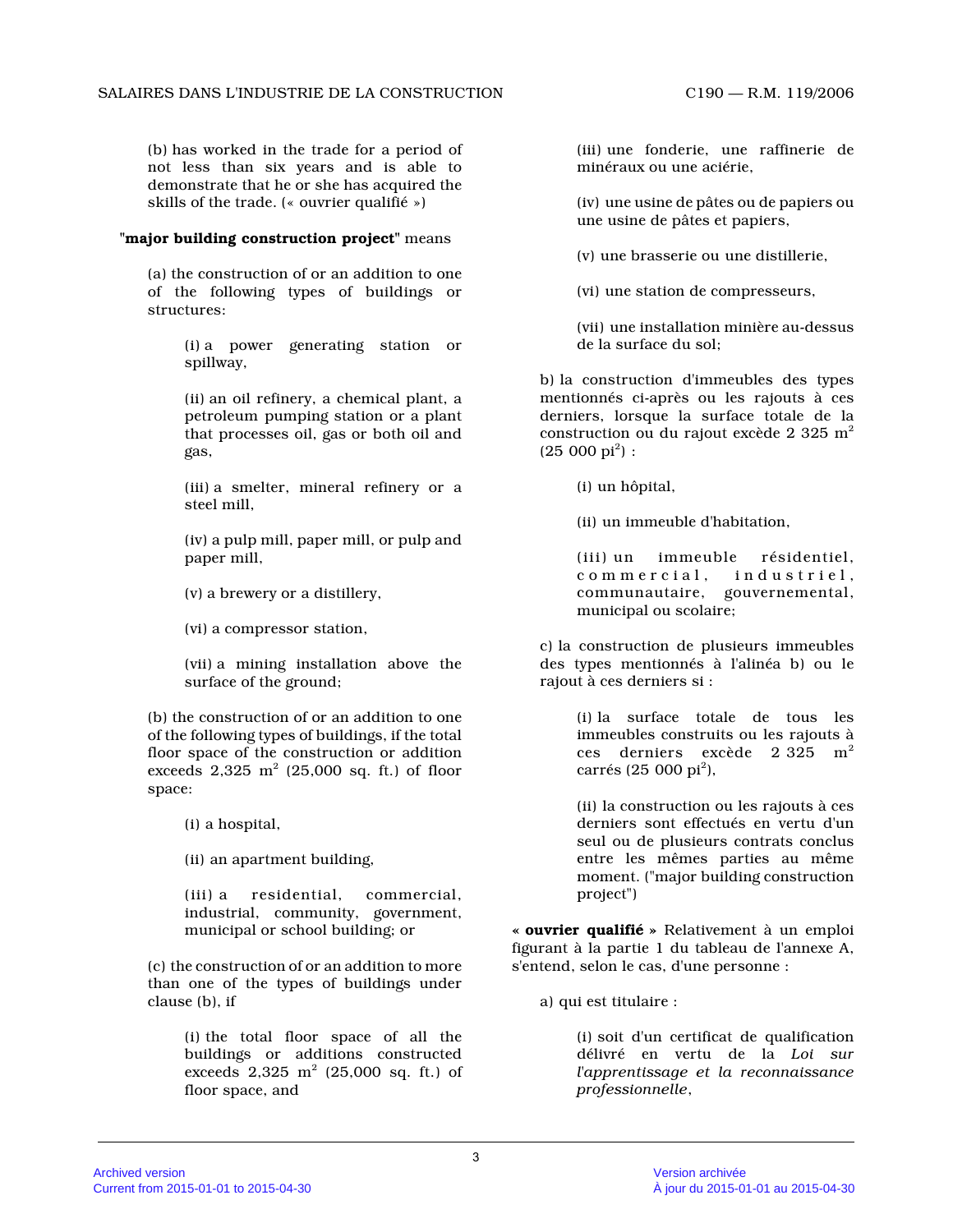(b) has worked in the trade for a period of not less than six years and is able to demonstrate that he or she has acquired the skills of the trade. (« ouvrier qualifié »)

"**major building construction project**" means

(a) the construction of or an addition to one of the following types of buildings or structures:

(i) a power generating station or spillway,

(ii) an oil refinery, a chemical plant, a petroleum pumping station or a plant that processes oil, gas or both oil and gas,

(iii) a smelter, mineral refinery or a steel mill,

(iv) a pulp mill, paper mill, or pulp and paper mill,

(v) a brewery or a distillery,

(vi) a compressor station,

(vii) a mining installation above the surface of the ground;

(b) the construction of or an addition to one of the following types of buildings, if the total floor space of the construction or addition exceeds 2,325 $m^2$ (25,000 sq. ft.) of floor space:

(i) a hospital,

(ii) an apartment building,

(iii) a residential, commercial, industrial, community, government, municipal or school building; or

(c) the construction of or an addition to more than one of the types of buildings under clause (b), if

(i) the total floor space of all the buildings or additions constructed exceeds 2,325 $m^2$ (25,000 sq. ft.) of floor space, and

(iii) une fonderie, une raffinerie de minéraux ou une aciérie,

(iv) une usine de pâtes ou de papiers ou une usine de pâtes et papiers,

(v) une brasserie ou une distillerie,

(vi) une station de compresseurs,

(vii) une installation minière au-dessus de la surface du sol;

b) la construction d'immeubles des types mentionnés ci-après ou les rajouts à ces derniers, lorsque la surface totale de la construction ou du rajout excède 2 325 $m^2$ (25 000 $pi^2$) :

(i) un hôpital,

(ii) un immeuble d'habitation,

(iii) un immeuble résidentiel, commercial, industriel, communautaire, gouvernemental, municipal ou scolaire;

c) la construction de plusieurs immeubles des types mentionnés à l'alinéa b) ou le rajout à ces derniers si :

(i) la surface totale de tous les immeubles construits ou les rajouts à ces derniers excède 2 325 $m^2$ carrés (25 000 $pi^2$),

(ii) la construction ou les rajouts à ces derniers sont effectués en vertu d'un seul ou de plusieurs contrats conclus entre les mêmes parties au même moment. ("major building construction project")

« **ouvrier qualifié** » Relativement à un emploi figurant à la partie 1 du tableau de l'annexe A, s'entend, selon le cas, d'une personne :

a) qui est titulaire :

(i) soit d'un certificat de qualification délivré en vertu de la *Loi sur l'apprentissage et la reconnaissance professionnelle*,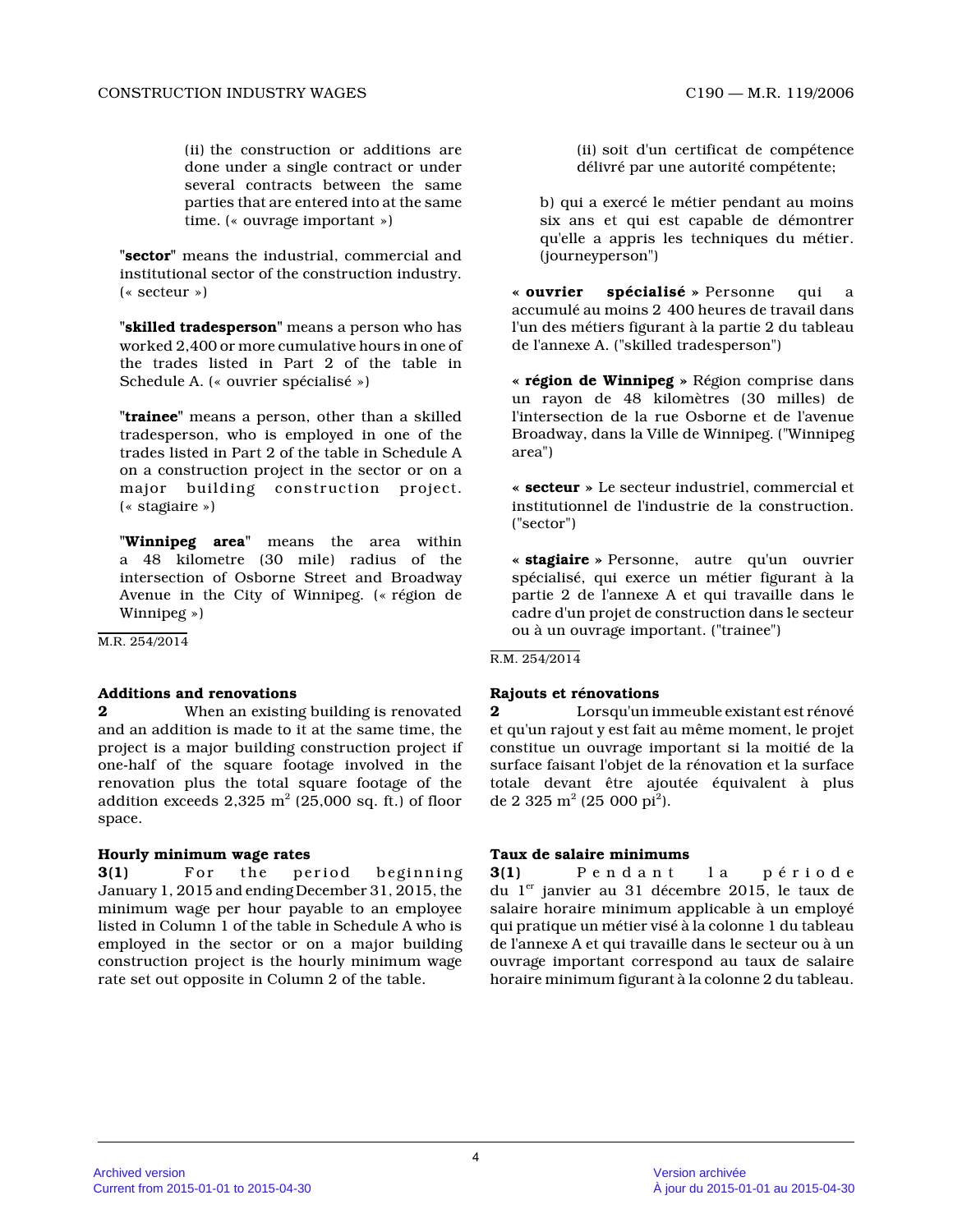(ii) the construction or additions are done under a single contract or under several contracts between the same parties that are entered into at the same time. (« ouvrage important »)

"**sector**" means the industrial, commercial and institutional sector of the construction industry. (« secteur »)

"**skilled tradesperson**" means a person who has worked 2,400 or more cumulative hours in one of the trades listed in Part 2 of the table in Schedule A. (« ouvrier spécialisé »)

"**trainee**" means a person, other than a skilled tradesperson, who is employed in one of the trades listed in Part 2 of the table in Schedule A on a construction project in the sector or on a major building construction project. (« stagiaire »)

"**Winnipeg area**" means the area within a 48 kilometre (30 mile) radius of the intersection of Osborne Street and Broadway Avenue in the City of Winnipeg. (« région de Winnipeg »)

M.R. 254/2014

**Additions and renovations**

**2** When an existing building is renovated and an addition is made to it at the same time, the project is a major building construction project if one-half of the square footage involved in the renovation plus the total square footage of the addition exceeds 2,325 $m^2$ (25,000 sq. ft.) of floor space.

**Hourly minimum wage rates**

**3(1)** For the period beginning January 1, 2015 and ending December 31, 2015, the minimum wage per hour payable to an employee listed in Column 1 of the table in Schedule A who is employed in the sector or on a major building construction project is the hourly minimum wage rate set out opposite in Column 2 of the table.

(ii) soit d'un certificat de compétence délivré par une autorité compétente;

b) qui a exercé le métier pendant au moins six ans et qui est capable de démontrer qu'elle a appris les techniques du métier. (journeyperson")

**« ouvrier spécialisé »** Personne qui a accumulé au moins 2 400 heures de travail dans l'un des métiers figurant à la partie 2 du tableau de l'annexe A. ("skilled tradesperson")

**« région de Winnipeg »** Région comprise dans un rayon de 48 kilomètres (30 milles) de l'intersection de la rue Osborne et de l'avenue Broadway, dans la Ville de Winnipeg. ("Winnipeg area")

**« secteur »** Le secteur industriel, commercial et institutionnel de l'industrie de la construction. ("sector")

**« stagiaire »** Personne, autre qu'un ouvrier spécialisé, qui exerce un métier figurant à la partie 2 de l'annexe A et qui travaille dans le cadre d'un projet de construction dans le secteur ou à un ouvrage important. ("trainee")

R.M. 254/2014

**Rajouts et rénovations**

**2** Lorsqu'un immeuble existant est rénové et qu'un rajout y est fait au même moment, le projet constitue un ouvrage important si la moitié de la surface faisant l'objet de la rénovation et la surface totale devant être ajoutée équivalent à plus de 2 325 $m^2$ (25 000 $pi^2$).

**Taux de salaire minimums**

**3(1)** Pendant la période du 1er janvier au 31 décembre 2015, le taux de salaire horaire minimum applicable à un employé qui pratique un métier visé à la colonne 1 du tableau de l'annexe A et qui travaille dans le secteur ou à un ouvrage important correspond au taux de salaire horaire minimum figurant à la colonne 2 du tableau.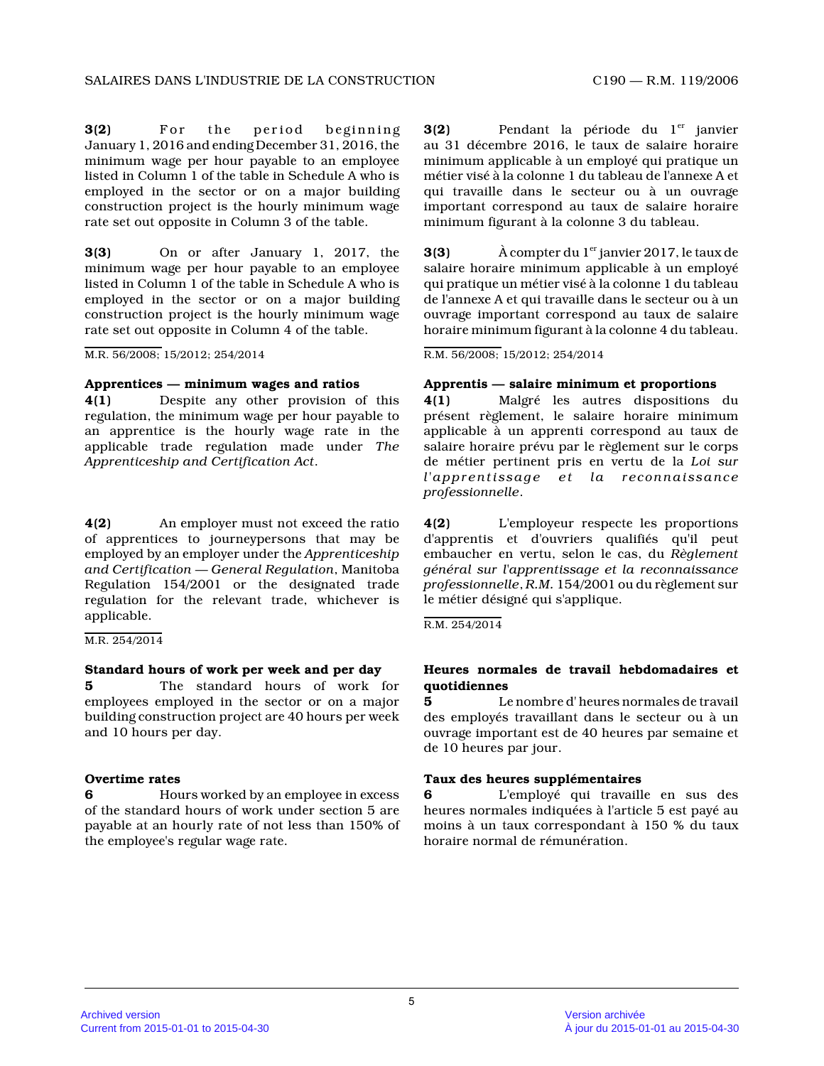**3(2)** For the period beginning January 1, 2016 and ending December 31, 2016, the minimum wage per hour payable to an employee listed in Column 1 of the table in Schedule A who is employed in the sector or on a major building construction project is the hourly minimum wage rate set out opposite in Column 3 of the table.

**3(3)** On or after January 1, 2017, the minimum wage per hour payable to an employee listed in Column 1 of the table in Schedule A who is employed in the sector or on a major building construction project is the hourly minimum wage rate set out opposite in Column 4 of the table.

M.R. 56/2008; 15/2012; 254/2014

### Apprentices — minimum wages and ratios

**4(1)** Despite any other provision of this regulation, the minimum wage per hour payable to an apprentice is the hourly wage rate in the applicable trade regulation made under *The Apprenticeship and Certification Act*.

**4(2)** An employer must not exceed the ratio of apprentices to journeypersons that may be employed by an employer under the *Apprenticeship and Certification — General Regulation*, Manitoba Regulation 154/2001 or the designated trade regulation for the relevant trade, whichever is applicable.

M.R. 254/2014

### Standard hours of work per week and per day

**5** The standard hours of work for employees employed in the sector or on a major building construction project are 40 hours per week and 10 hours per day.

### Overtime rates

**6** Hours worked by an employee in excess of the standard hours of work under section 5 are payable at an hourly rate of not less than 150% of the employee's regular wage rate.

**3(2)** Pendant la période du 1[er] janvier au 31 décembre 2016, le taux de salaire horaire minimum applicable à un employé qui pratique un métier visé à la colonne 1 du tableau de l'annexe A et qui travaille dans le secteur ou à un ouvrage important correspond au taux de salaire horaire minimum figurant à la colonne 3 du tableau.

**3(3)** À compter du 1[er] janvier 2017, le taux de salaire horaire minimum applicable à un employé qui pratique un métier visé à la colonne 1 du tableau de l'annexe A et qui travaille dans le secteur ou à un ouvrage important correspond au taux de salaire horaire minimum figurant à la colonne 4 du tableau.

R.M. 56/2008; 15/2012; 254/2014

### Apprentis — salaire minimum et proportions

**4(1)** Malgré les autres dispositions du présent règlement, le salaire horaire minimum applicable à un apprenti correspond au taux de salaire horaire prévu par le règlement sur le corps de métier pertinent pris en vertu de la *Loi sur l'apprentissage et la reconnaissance professionnelle*.

**4(2)** L'employeur respecte les proportions d'apprentis et d'ouvriers qualifiés qu'il peut embaucher en vertu, selon le cas, du *Règlement général sur l'apprentissage et la reconnaissance professionnelle*, *R.M.* 154/2001 ou du règlement sur le métier désigné qui s'applique.

R.M. 254/2014

### Heures normales de travail hebdomadaires et quotidiennes

**5** Le nombre d' heures normales de travail des employés travaillant dans le secteur ou à un ouvrage important est de 40 heures par semaine et de 10 heures par jour.

### Taux des heures supplémentaires

**6** L'employé qui travaille en sus des heures normales indiquées à l'article 5 est payé au moins à un taux correspondant à 150 % du taux horaire normal de rémunération.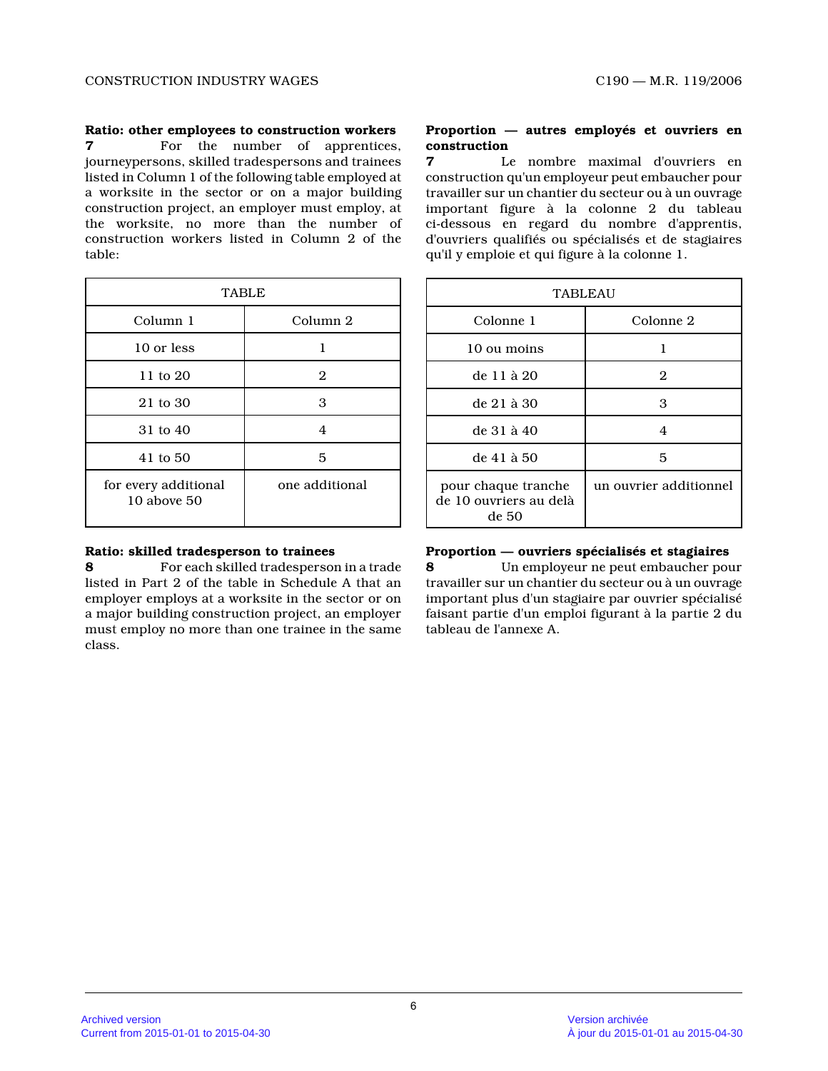**Ratio: other employees to construction workers**

**7** For the number of apprentices, journeypersons, skilled tradespersons and trainees listed in Column 1 of the following table employed at a worksite in the sector or on a major building construction project, an employer must employ, at the worksite, no more than the number of construction workers listed in Column 2 of the table:

| TABLE | |
|---|---|
| Column 1 | Column 2 |
| 10 or less | 1 |
| 11 to 20 | 2 |
| 21 to 30 | 3 |
| 31 to 40 | 4 |
| 41 to 50 | 5 |
| for every additional 10 above 50 | one additional |

**Ratio: skilled tradesperson to trainees**

**8** For each skilled tradesperson in a trade listed in Part 2 of the table in Schedule A that an employer employs at a worksite in the sector or on a major building construction project, an employer must employ no more than one trainee in the same class.

**Proportion — autres employés et ouvriers en construction**

**7** Le nombre maximal d'ouvriers en construction qu'un employeur peut embaucher pour travailler sur un chantier du secteur ou à un ouvrage important figure à la colonne 2 du tableau ci-dessous en regard du nombre d'apprentis, d'ouvriers qualifiés ou spécialisés et de stagiaires qu'il y emploie et qui figure à la colonne 1.

| TABLEAU | |
|---|---|
| Colonne 1 | Colonne 2 |
| 10 ou moins | 1 |
| de 11 à 20 | 2 |
| de 21 à 30 | 3 |
| de 31 à 40 | 4 |
| de 41 à 50 | 5 |
| pour chaque tranche de 10 ouvriers au delà de 50 | un ouvrier additionnel |

**Proportion — ouvriers spécialisés et stagiaires**

**8** Un employeur ne peut embaucher pour travailler sur un chantier du secteur ou à un ouvrage important plus d'un stagiaire par ouvrier spécialisé faisant partie d'un emploi figurant à la partie 2 du tableau de l'annexe A.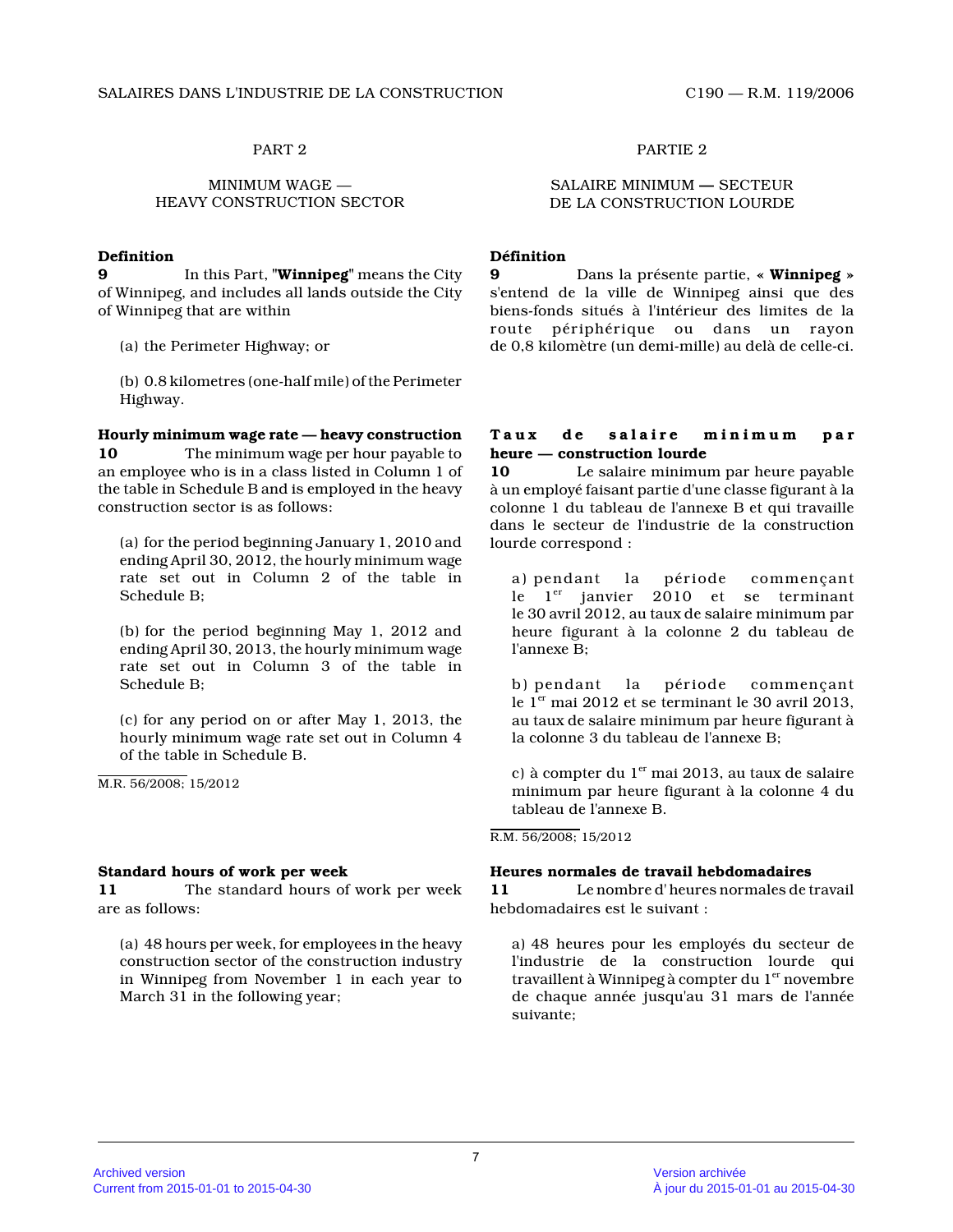## PART 2

## MINIMUM WAGE — HEAVY CONSTRUCTION SECTOR

**Definition**

**9** In this Part, "**Winnipeg**" means the City of Winnipeg, and includes all lands outside the City of Winnipeg that are within

(a) the Perimeter Highway; or

(b) 0.8 kilometres (one-half mile) of the Perimeter Highway.

**Hourly minimum wage rate — heavy construction**

**10** The minimum wage per hour payable to an employee who is in a class listed in Column 1 of the table in Schedule B and is employed in the heavy construction sector is as follows:

(a) for the period beginning January 1, 2010 and ending April 30, 2012, the hourly minimum wage rate set out in Column 2 of the table in Schedule B;

(b) for the period beginning May 1, 2012 and ending April 30, 2013, the hourly minimum wage rate set out in Column 3 of the table in Schedule B;

(c) for any period on or after May 1, 2013, the hourly minimum wage rate set out in Column 4 of the table in Schedule B.

M.R. 56/2008; 15/2012

**Standard hours of work per week**

**11** The standard hours of work per week are as follows:

(a) 48 hours per week, for employees in the heavy construction sector of the construction industry in Winnipeg from November 1 in each year to March 31 in the following year;

## PARTIE 2

## SALAIRE MINIMUM — SECTEUR DE LA CONSTRUCTION LOURDE

**Définition**

**9** Dans la présente partie, « **Winnipeg** » s'entend de la ville de Winnipeg ainsi que des biens-fonds situés à l'intérieur des limites de la route périphérique ou dans un rayon de 0,8 kilomètre (un demi-mille) au delà de celle-ci.

**Taux de salaire minimum par heure — construction lourde**

**10** Le salaire minimum par heure payable à un employé faisant partie d'une classe figurant à la colonne 1 du tableau de l'annexe B et qui travaille dans le secteur de l'industrie de la construction lourde correspond :

a) pendant la période commençant le 1er janvier 2010 et se terminant le 30 avril 2012, au taux de salaire minimum par heure figurant à la colonne 2 du tableau de l'annexe B;

b) pendant la période commençant le 1er mai 2012 et se terminant le 30 avril 2013, au taux de salaire minimum par heure figurant à la colonne 3 du tableau de l'annexe B;

c) à compter du 1er mai 2013, au taux de salaire minimum par heure figurant à la colonne 4 du tableau de l'annexe B.

R.M. 56/2008; 15/2012

**Heures normales de travail hebdomadaires**

**11** Le nombre d'heures normales de travail hebdomadaires est le suivant :

a) 48 heures pour les employés du secteur de l'industrie de la construction lourde qui travaillent à Winnipeg à compter du 1er novembre de chaque année jusqu'au 31 mars de l'année suivante;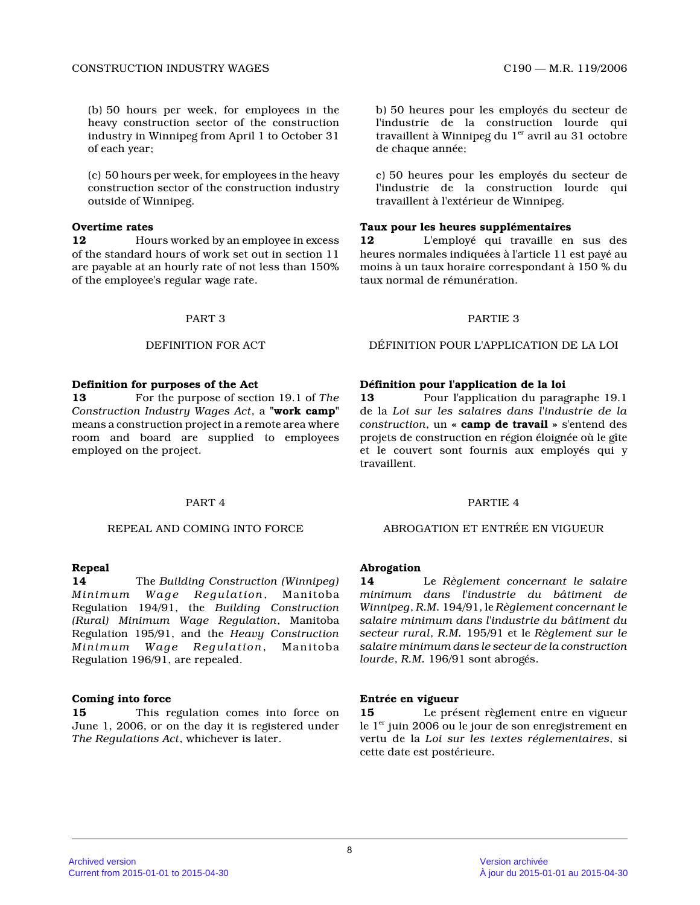(b) 50 hours per week, for employees in the heavy construction sector of the construction industry in Winnipeg from April 1 to October 31 of each year;

(c) 50 hours per week, for employees in the heavy construction sector of the construction industry outside of Winnipeg.

**Overtime rates**

**12** Hours worked by an employee in excess of the standard hours of work set out in section 11 are payable at an hourly rate of not less than 150% of the employee's regular wage rate.

PART 3

DEFINITION FOR ACT

**Definition for purposes of the Act**

**13** For the purpose of section 19.1 of *The Construction Industry Wages Act*, a "**work camp**" means a construction project in a remote area where room and board are supplied to employees employed on the project.

PART 4

REPEAL AND COMING INTO FORCE

**Repeal**

**14** The *Building Construction (Winnipeg) Minimum Wage Regulation*, Manitoba Regulation 194/91, the *Building Construction (Rural) Minimum Wage Regulation*, Manitoba Regulation 195/91, and the *Heavy Construction Minimum Wage Regulation*, Manitoba Regulation 196/91, are repealed.

**Coming into force**

**15** This regulation comes into force on June 1, 2006, or on the day it is registered under *The Regulations Act*, whichever is later.

b) 50 heures pour les employés du secteur de l'industrie de la construction lourde qui travaillent à Winnipeg du 1[er] avril au 31 octobre de chaque année;

c) 50 heures pour les employés du secteur de l'industrie de la construction lourde qui travaillent à l'extérieur de Winnipeg.

**Taux pour les heures supplémentaires**

**12** L'employé qui travaille en sus des heures normales indiquées à l'article 11 est payé au moins à un taux horaire correspondant à 150 % du taux normal de rémunération.

PARTIE 3

DÉFINITION POUR L'APPLICATION DE LA LOI

**Définition pour l'application de la loi**

**13** Pour l'application du paragraphe 19.1 de la *Loi sur les salaires dans l'industrie de la construction*, un « **camp de travail** » s'entend des projets de construction en région éloignée où le gîte et le couvert sont fournis aux employés qui y travaillent.

PARTIE 4

ABROGATION ET ENTRÉE EN VIGUEUR

**Abrogation**

**14** Le *Règlement concernant le salaire minimum dans l'industrie du bâtiment de Winnipeg*, *R.M.* 194/91, le *Règlement concernant le salaire minimum dans l'industrie du bâtiment du secteur rural*, *R.M.* 195/91 et le *Règlement sur le salaire minimum dans le secteur de la construction lourde*, *R.M.* 196/91 sont abrogés.

**Entrée en vigueur**

**15** Le présent règlement entre en vigueur le 1[er] juin 2006 ou le jour de son enregistrement en vertu de la *Loi sur les textes réglementaires*, si cette date est postérieure.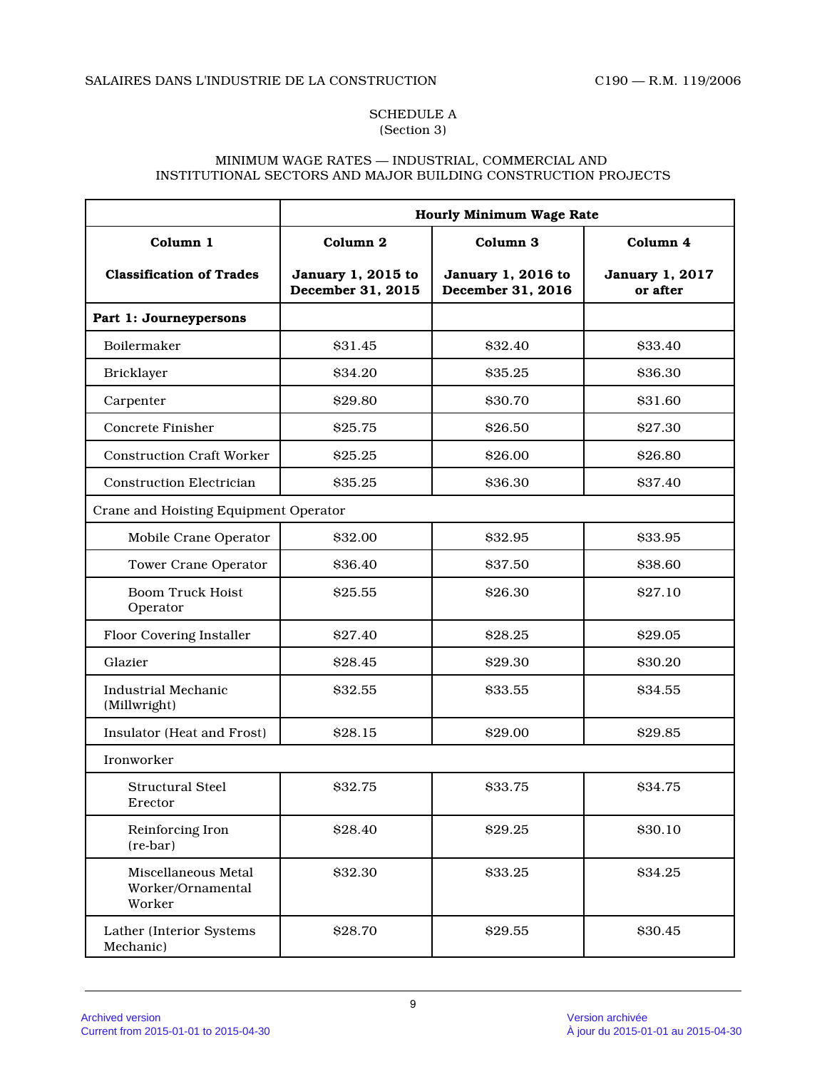## SCHEDULE A
(Section 3)

### MINIMUM WAGE RATES — INDUSTRIAL, COMMERCIAL AND INSTITUTIONAL SECTORS AND MAJOR BUILDING CONSTRUCTION PROJECTS

| | **Hourly Minimum Wage Rate** | | |
|---|---|---|---|
| **Column 1**<br>**Classification of Trades** | **Column 2**<br>**January 1, 2015 to December 31, 2015** | **Column 3**<br>**January 1, 2016 to December 31, 2016** | **Column 4**<br>**January 1, 2017 or after** |
| **Part 1: Journeypersons** | | | |
| Boilermaker | $31.45 | $32.40 | $33.40 |
| Bricklayer | $34.20 | $35.25 | $36.30 |
| Carpenter | $29.80 | $30.70 | $31.60 |
| Concrete Finisher | $25.75 | $26.50 | $27.30 |
| Construction Craft Worker | $25.25 | $26.00 | $26.80 |
| Construction Electrician | $35.25 | $36.30 | $37.40 |
| Crane and Hoisting Equipment Operator | | | |
| Mobile Crane Operator | $32.00 | $32.95 | $33.95 |
| Tower Crane Operator | $36.40 | $37.50 | $38.60 |
| Boom Truck Hoist Operator | $25.55 | $26.30 | $27.10 |
| Floor Covering Installer | $27.40 | $28.25 | $29.05 |
| Glazier | $28.45 | $29.30 | $30.20 |
| Industrial Mechanic (Millwright) | $32.55 | $33.55 | $34.55 |
| Insulator (Heat and Frost) | $28.15 | $29.00 | $29.85 |
| Ironworker | | | |
| Structural Steel Erector | $32.75 | $33.75 | $34.75 |
| Reinforcing Iron (re-bar) | $28.40 | $29.25 | $30.10 |
| Miscellaneous Metal Worker/Ornamental Worker | $32.30 | $33.25 | $34.25 |
| Lather (Interior Systems Mechanic) | $28.70 | $29.55 | $30.45 |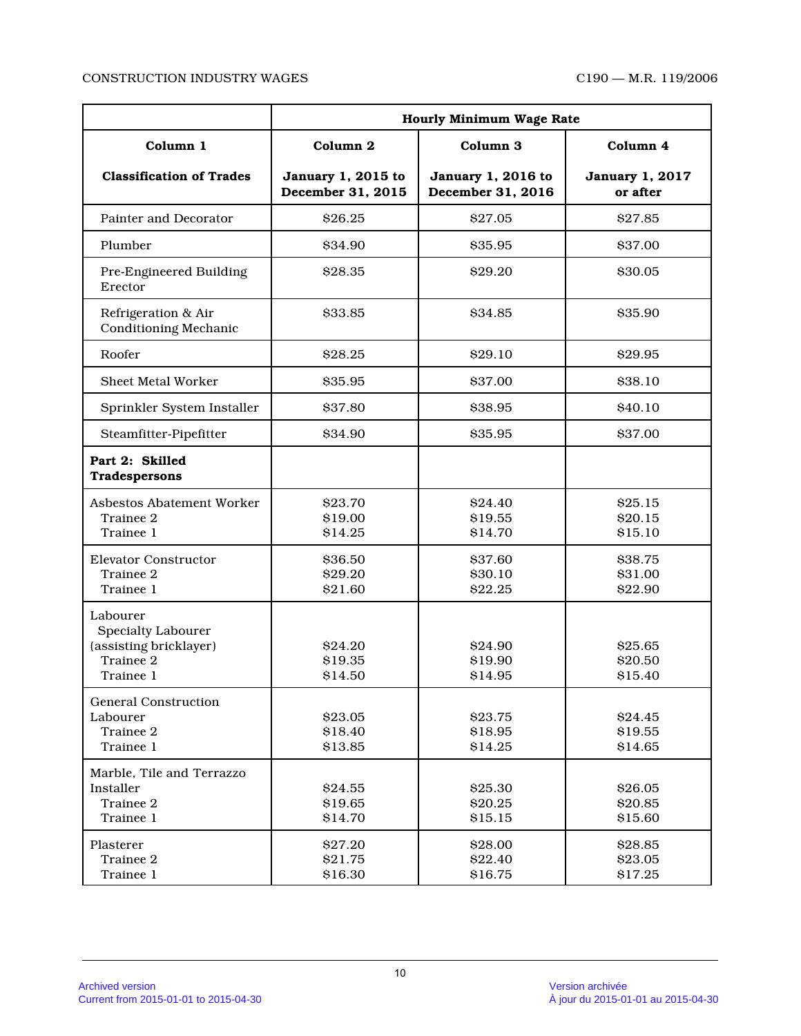| | Hourly Minimum Wage Rate | | |
|---|---|---|---|
| **Column 1** | **Column 2** | **Column 3** | **Column 4** |
| **Classification of Trades** | **January 1, 2015 to December 31, 2015** | **January 1, 2016 to December 31, 2016** | **January 1, 2017 or after** |
| Painter and Decorator | $26.25 | $27.05 | $27.85 |
| Plumber | $34.90 | $35.95 | $37.00 |
| Pre-Engineered Building Erector | $28.35 | $29.20 | $30.05 |
| Refrigeration & Air Conditioning Mechanic | $33.85 | $34.85 | $35.90 |
| Roofer | $28.25 | $29.10 | $29.95 |
| Sheet Metal Worker | $35.95 | $37.00 | $38.10 |
| Sprinkler System Installer | $37.80 | $38.95 | $40.10 |
| Steamfitter-Pipefitter | $34.90 | $35.95 | $37.00 |
| **Part 2: Skilled Tradespersons** | | | |
| Asbestos Abatement Worker | $23.70 | $24.40 | $25.15 |
| Trainee 2 | $19.00 | $19.55 | $20.15 |
| Trainee 1 | $14.25 | $14.70 | $15.10 |
| Elevator Constructor | $36.50 | $37.60 | $38.75 |
| Trainee 2 | $29.20 | $30.10 | $31.00 |
| Trainee 1 | $21.60 | $22.25 | $22.90 |
| Labourer | | | |
| Specialty Labourer (assisting bricklayer) | $24.20 | $24.90 | $25.65 |
| Trainee 2 | $19.35 | $19.90 | $20.50 |
| Trainee 1 | $14.50 | $14.95 | $15.40 |
| General Construction Labourer | $23.05 | $23.75 | $24.45 |
| Trainee 2 | $18.40 | $18.95 | $19.55 |
| Trainee 1 | $13.85 | $14.25 | $14.65 |
| Marble, Tile and Terrazzo Installer | $24.55 | $25.30 | $26.05 |
| Trainee 2 | $19.65 | $20.25 | $20.85 |
| Trainee 1 | $14.70 | $15.15 | $15.60 |
| Plasterer | $27.20 | $28.00 | $28.85 |
| Trainee 2 | $21.75 | $22.40 | $23.05 |
| Trainee 1 | $16.30 | $16.75 | $17.25 |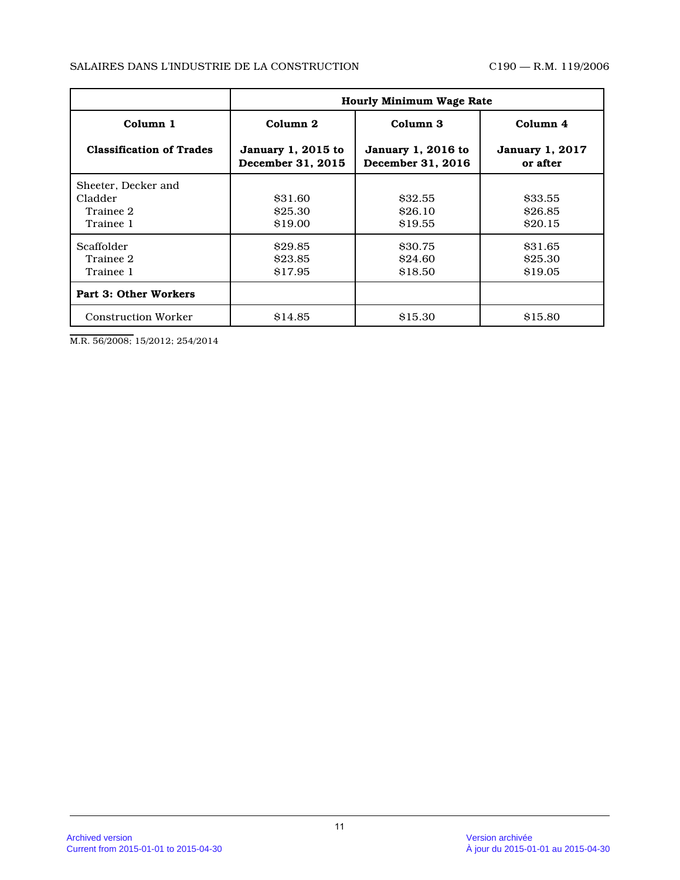| | Hourly Minimum Wage Rate | | |
|---|---|---|---|
| **Column 1** | **Column 2** | **Column 3** | **Column 4** |
| **Classification of Trades** | **January 1, 2015 to December 31, 2015** | **January 1, 2016 to December 31, 2016** | **January 1, 2017 or after** |
| Sheeter, Decker and Cladder | $31.60 | $32.55 | $33.55 |
| Trainee 2 | $25.30 | $26.10 | $26.85 |
| Trainee 1 | $19.00 | $19.55 | $20.15 |
| Scaffolder | $29.85 | $30.75 | $31.65 |
| Trainee 2 | $23.85 | $24.60 | $25.30 |
| Trainee 1 | $17.95 | $18.50 | $19.05 |
| **Part 3: Other Workers** | | | |
| Construction Worker | $14.85 | $15.30 | $15.80 |

M.R. 56/2008; 15/2012; 254/2014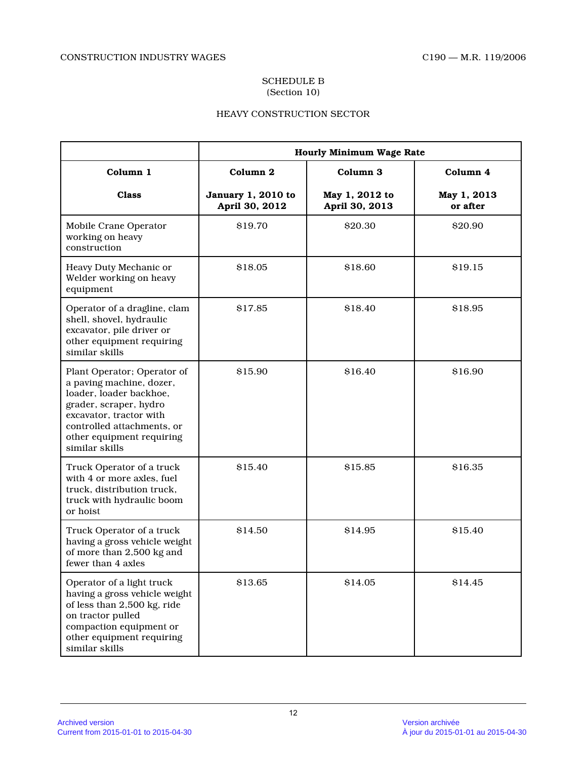SCHEDULE B
(Section 10)

HEAVY CONSTRUCTION SECTOR

| | **Hourly Minimum Wage Rate** | | |
|---|---|---|---|
| **Column 1** **Class** | **Column 2** **January 1, 2010 to April 30, 2012** | **Column 3** **May 1, 2012 to April 30, 2013** | **Column 4** **May 1, 2013 or after** |
| Mobile Crane Operator working on heavy construction | $19.70 | $20.30 | $20.90 |
| Heavy Duty Mechanic or Welder working on heavy equipment | $18.05 | $18.60 | $19.15 |
| Operator of a dragline, clam shell, shovel, hydraulic excavator, pile driver or other equipment requiring similar skills | $17.85 | $18.40 | $18.95 |
| Plant Operator; Operator of a paving machine, dozer, loader, loader backhoe, grader, scraper, hydro excavator, tractor with controlled attachments, or other equipment requiring similar skills | $15.90 | $16.40 | $16.90 |
| Truck Operator of a truck with 4 or more axles, fuel truck, distribution truck, truck with hydraulic boom or hoist | $15.40 | $15.85 | $16.35 |
| Truck Operator of a truck having a gross vehicle weight of more than 2,500 kg and fewer than 4 axles | $14.50 | $14.95 | $15.40 |
| Operator of a light truck having a gross vehicle weight of less than 2,500 kg, ride on tractor pulled compaction equipment or other equipment requiring similar skills | $13.65 | $14.05 | $14.45 |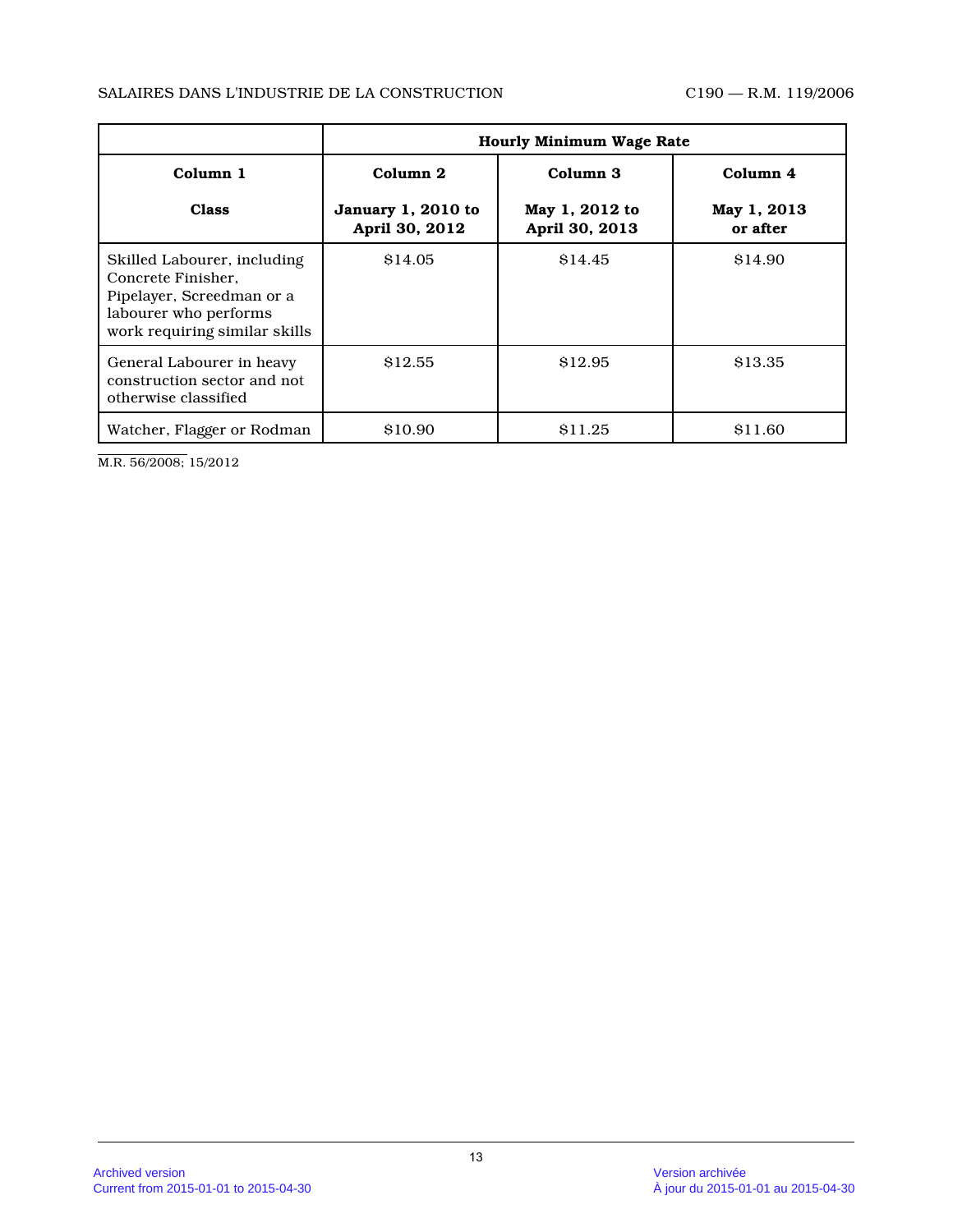| | Hourly Minimum Wage Rate | | |
|---|---|---|---|
| **Column 1**<br><br>**Class** | **Column 2**<br><br>**January 1, 2010 to April 30, 2012** | **Column 3**<br><br>**May 1, 2012 to April 30, 2013** | **Column 4**<br><br>**May 1, 2013 or after** |
| Skilled Labourer, including Concrete Finisher, Pipelayer, Screedman or a labourer who performs work requiring similar skills | $14.05 | $14.45 | $14.90 |
| General Labourer in heavy construction sector and not otherwise classified | $12.55 | $12.95 | $13.35 |
| Watcher, Flagger or Rodman | $10.90 | $11.25 | $11.60 |

M.R. 56/2008; 15/2012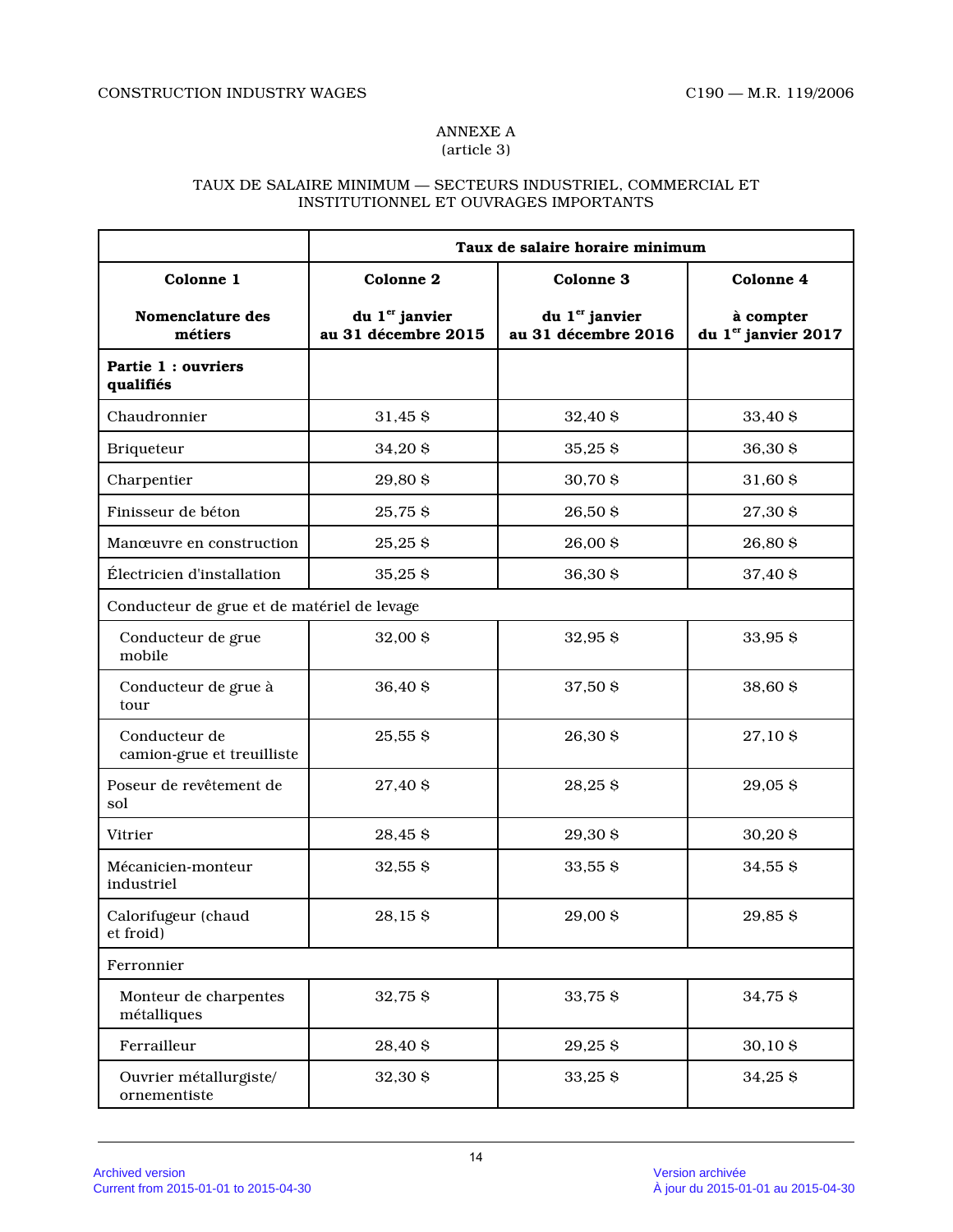ANNEXE A
(article 3)

TAUX DE SALAIRE MINIMUM — SECTEURS INDUSTRIEL, COMMERCIAL ET INSTITUTIONNEL ET OUVRAGES IMPORTANTS

| | Taux de salaire horaire minimum | | |
|---|---|---|---|
| **Colonne 1** | **Colonne 2** | **Colonne 3** | **Colonne 4** |
| **Nomenclature des métiers** | **du 1er janvier au 31 décembre 2015** | **du 1er janvier au 31 décembre 2016** | **à compter du 1er janvier 2017** |
| **Partie 1 : ouvriers qualifiés** | | | |
| Chaudronnier | 31,45 $ | 32,40 $ | 33,40 $ |
| Briqueteur | 34,20 $ | 35,25 $ | 36,30 $ |
| Charpentier | 29,80 $ | 30,70 $ | 31,60 $ |
| Finisseur de béton | 25,75 $ | 26,50 $ | 27,30 $ |
| Manœuvre en construction | 25,25 $ | 26,00 $ | 26,80 $ |
| Électricien d'installation | 35,25 $ | 36,30 $ | 37,40 $ |
| Conducteur de grue et de matériel de levage | | | |
| Conducteur de grue mobile | 32,00 $ | 32,95 $ | 33,95 $ |
| Conducteur de grue à tour | 36,40 $ | 37,50 $ | 38,60 $ |
| Conducteur de camion-grue et treuilliste | 25,55 $ | 26,30 $ | 27,10 $ |
| Poseur de revêtement de sol | 27,40 $ | 28,25 $ | 29,05 $ |
| Vitrier | 28,45 $ | 29,30 $ | 30,20 $ |
| Mécanicien-monteur industriel | 32,55 $ | 33,55 $ | 34,55 $ |
| Calorifugeur (chaud et froid) | 28,15 $ | 29,00 $ | 29,85 $ |
| Ferronnier | | | |
| Monteur de charpentes métalliques | 32,75 $ | 33,75 $ | 34,75 $ |
| Ferrailleur | 28,40 $ | 29,25 $ | 30,10 $ |
| Ouvrier métallurgiste/ ornementiste | 32,30 $ | 33,25 $ | 34,25 $ |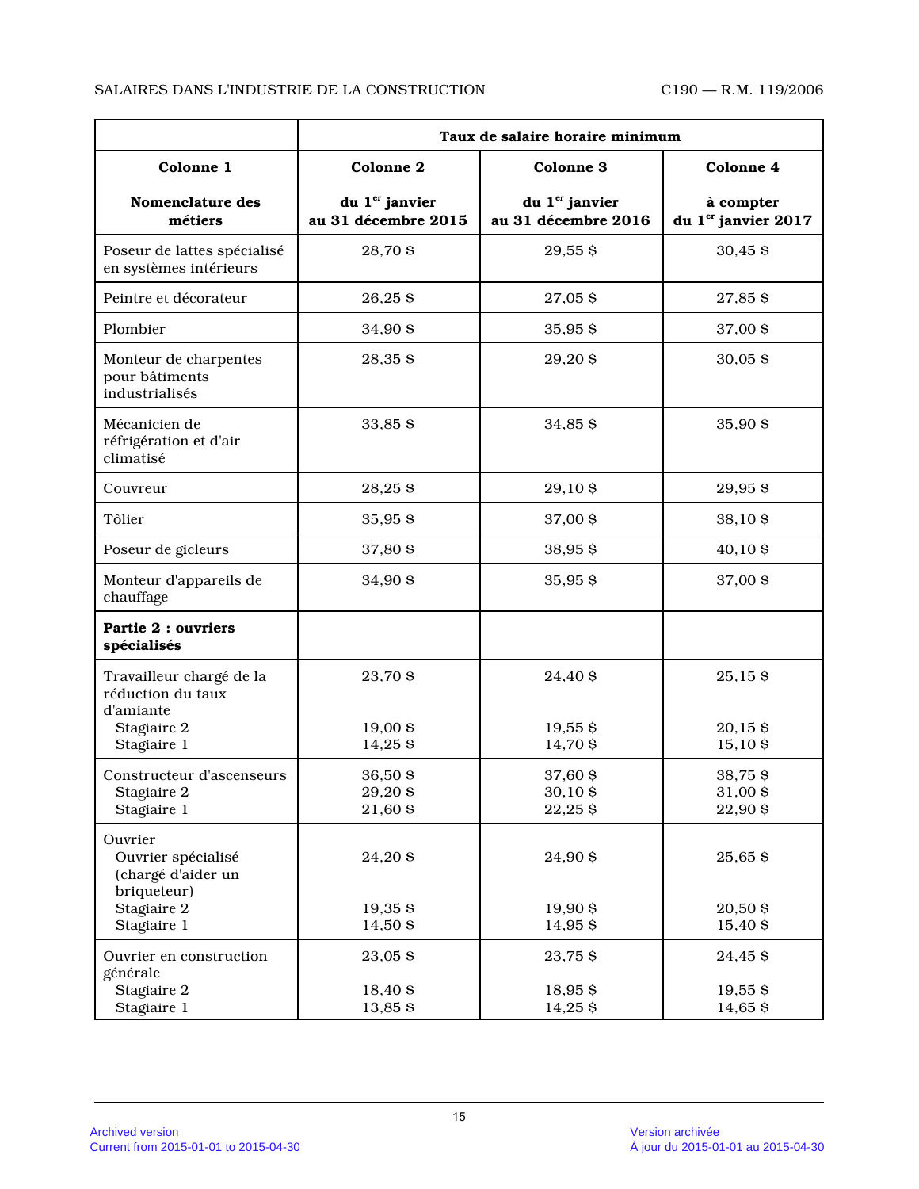| | Taux de salaire horaire minimum | | |
|---|---|---|---|
| **Colonne 1**<br><br>**Nomenclature des métiers** | **Colonne 2**<br><br>**du 1er janvier au 31 décembre 2015** | **Colonne 3**<br><br>**du 1er janvier au 31 décembre 2016** | **Colonne 4**<br><br>**à compter du 1er janvier 2017** |
| Poseur de lattes spécialisé en systèmes intérieurs | 28,70 $ | 29,55 $ | 30,45 $ |
| Peintre et décorateur | 26,25 $ | 27,05 $ | 27,85 $ |
| Plombier | 34,90 $ | 35,95 $ | 37,00 $ |
| Monteur de charpentes pour bâtiments industrialisés | 28,35 $ | 29,20 $ | 30,05 $ |
| Mécanicien de réfrigération et d'air climatisé | 33,85 $ | 34,85 $ | 35,90 $ |
| Couvreur | 28,25 $ | 29,10 $ | 29,95 $ |
| Tôlier | 35,95 $ | 37,00 $ | 38,10 $ |
| Poseur de gicleurs | 37,80 $ | 38,95 $ | 40,10 $ |
| Monteur d'appareils de chauffage | 34,90 $ | 35,95 $ | 37,00 $ |
| **Partie 2 : ouvriers spécialisés** | | | |
| Travailleur chargé de la réduction du taux d'amiante | 23,70 $ | 24,40 $ | 25,15 $ |
| Stagiaire 2 | 19,00 $ | 19,55 $ | 20,15 $ |
| Stagiaire 1 | 14,25 $ | 14,70 $ | 15,10 $ |
| Constructeur d'ascenseurs | 36,50 $ | 37,60 $ | 38,75 $ |
| Stagiaire 2 | 29,20 $ | 30,10 $ | 31,00 $ |
| Stagiaire 1 | 21,60 $ | 22,25 $ | 22,90 $ |
| Ouvrier | | | |
| Ouvrier spécialisé (chargé d'aider un briqueteur) | 24,20 $ | 24,90 $ | 25,65 $ |
| Stagiaire 2 | 19,35 $ | 19,90 $ | 20,50 $ |
| Stagiaire 1 | 14,50 $ | 14,95 $ | 15,40 $ |
| Ouvrier en construction générale | 23,05 $ | 23,75 $ | 24,45 $ |
| Stagiaire 2 | 18,40 $ | 18,95 $ | 19,55 $ |
| Stagiaire 1 | 13,85 $ | 14,25 $ | 14,65 $ |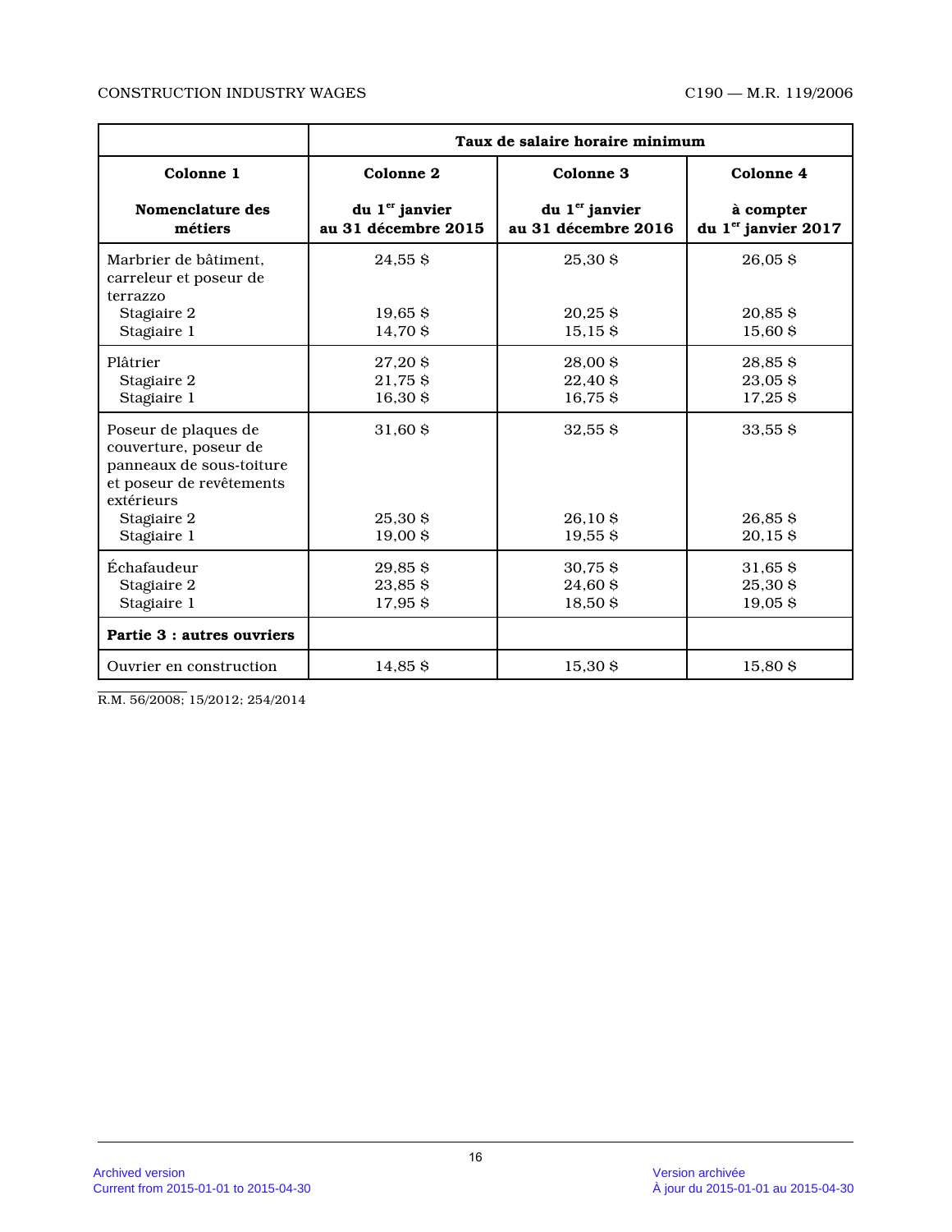| | Taux de salaire horaire minimum | | |
|---|---|---|---|
| **Colonne 1** | **Colonne 2** | **Colonne 3** | **Colonne 4** |
| **Nomenclature des métiers** | **du 1er janvier au 31 décembre 2015** | **du 1er janvier au 31 décembre 2016** | **à compter du 1er janvier 2017** |
| Marbrier de bâtiment, carreleur et poseur de terrazzo | 24,55 $ | 25,30 $ | 26,05 $ |
| Stagiaire 2 | 19,65 $ | 20,25 $ | 20,85 $ |
| Stagiaire 1 | 14,70 $ | 15,15 $ | 15,60 $ |
| Plâtrier | 27,20 $ | 28,00 $ | 28,85 $ |
| Stagiaire 2 | 21,75 $ | 22,40 $ | 23,05 $ |
| Stagiaire 1 | 16,30 $ | 16,75 $ | 17,25 $ |
| Poseur de plaques de couverture, poseur de panneaux de sous-toiture et poseur de revêtements extérieurs | 31,60 $ | 32,55 $ | 33,55 $ |
| Stagiaire 2 | 25,30 $ | 26,10 $ | 26,85 $ |
| Stagiaire 1 | 19,00 $ | 19,55 $ | 20,15 $ |
| Échafaudeur | 29,85 $ | 30,75 $ | 31,65 $ |
| Stagiaire 2 | 23,85 $ | 24,60 $ | 25,30 $ |
| Stagiaire 1 | 17,95 $ | 18,50 $ | 19,05 $ |
| **Partie 3 : autres ouvriers** | | | |
| Ouvrier en construction | 14,85 $ | 15,30 $ | 15,80 $ |

R.M. 56/2008; 15/2012; 254/2014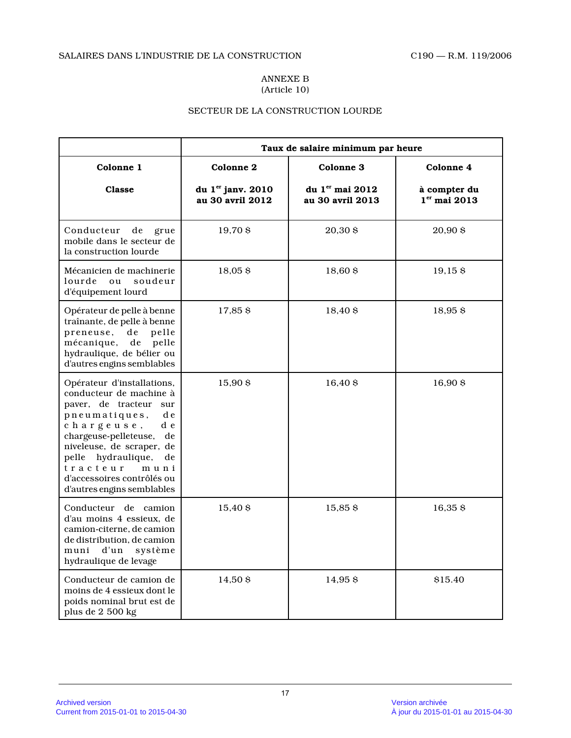ANNEXE B
(Article 10)

SECTEUR DE LA CONSTRUCTION LOURDE

| | **Taux de salaire minimum par heure** | | |
|---|---|---|---|
| **Colonne 1** | **Colonne 2** | **Colonne 3** | **Colonne 4** |
| **Classe** | **du 1er janv. 2010 au 30 avril 2012** | **du 1er mai 2012 au 30 avril 2013** | **à compter du 1er mai 2013** |
| Conducteur de grue mobile dans le secteur de la construction lourde | 19,70 $ | 20,30 $ | 20,90 $ |
| Mécanicien de machinerie lourde ou soudeur d'équipement lourd | 18,05 $ | 18,60 $ | 19,15 $ |
| Opérateur de pelle à benne traînante, de pelle à benne preneuse, de pelle mécanique, de pelle hydraulique, de bélier ou d'autres engins semblables | 17,85 $ | 18,40 $ | 18,95 $ |
| Opérateur d'installations, conducteur de machine à paver, de tracteur sur pneumatiques, de chargeuse, de chargeuse-pelleteuse, de niveleuse, de scraper, de pelle hydraulique, de tracteur muni d'accessoires contrôlés ou d'autres engins semblables | 15,90 $ | 16,40 $ | 16,90 $ |
| Conducteur de camion d'au moins 4 essieux, de camion-citerne, de camion de distribution, de camion muni d'un système hydraulique de levage | 15,40 $ | 15,85 $ | 16,35 $ |
| Conducteur de camion de moins de 4 essieux dont le poids nominal brut est de plus de 2 500 kg | 14,50 $ | 14,95 $ | $15.40 |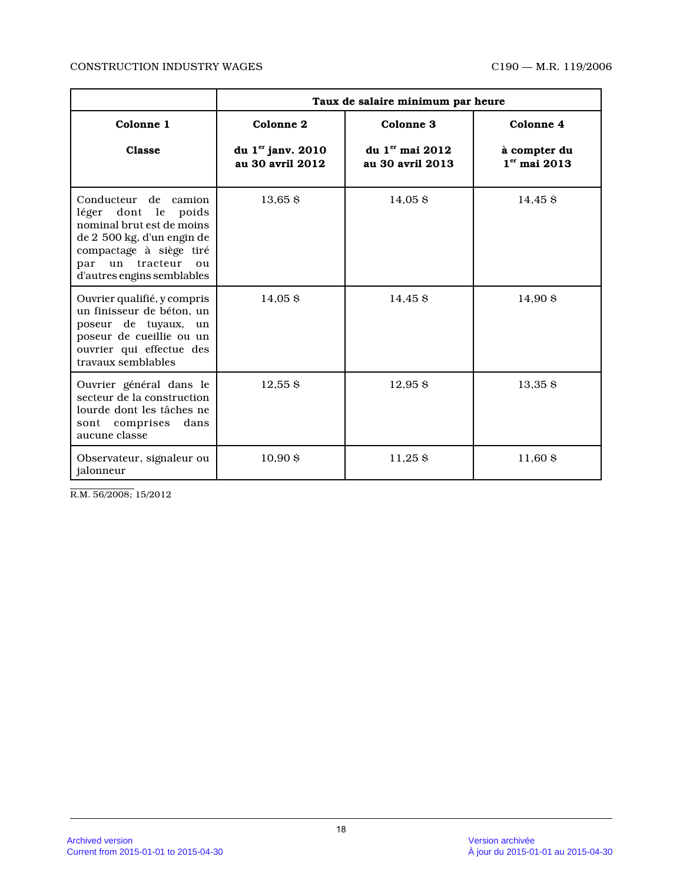| | **Taux de salaire minimum par heure** | | |
|---|---|---|---|
| **Colonne 1** **Classe** | **Colonne 2** **du 1er janv. 2010 au 30 avril 2012** | **Colonne 3** **du 1er mai 2012 au 30 avril 2013** | **Colonne 4** **à compter du 1er mai 2013** |
| Conducteur de camion léger dont le poids nominal brut est de moins de 2 500 kg, d'un engin de compactage à siège tiré par un tracteur ou d'autres engins semblables | 13,65 $ | 14,05 $ | 14,45 $ |
| Ouvrier qualifié, y compris un finisseur de béton, un poseur de tuyaux, un poseur de cueillie ou un ouvrier qui effectue des travaux semblables | 14,05 $ | 14,45 $ | 14,90 $ |
| Ouvrier général dans le secteur de la construction lourde dont les tâches ne sont comprises dans aucune classe | 12,55 $ | 12,95 $ | 13,35 $ |
| Observateur, signaleur ou jalonneur | 10,90 $ | 11,25 $ | 11,60 $ |

R.M. 56/2008; 15/2012